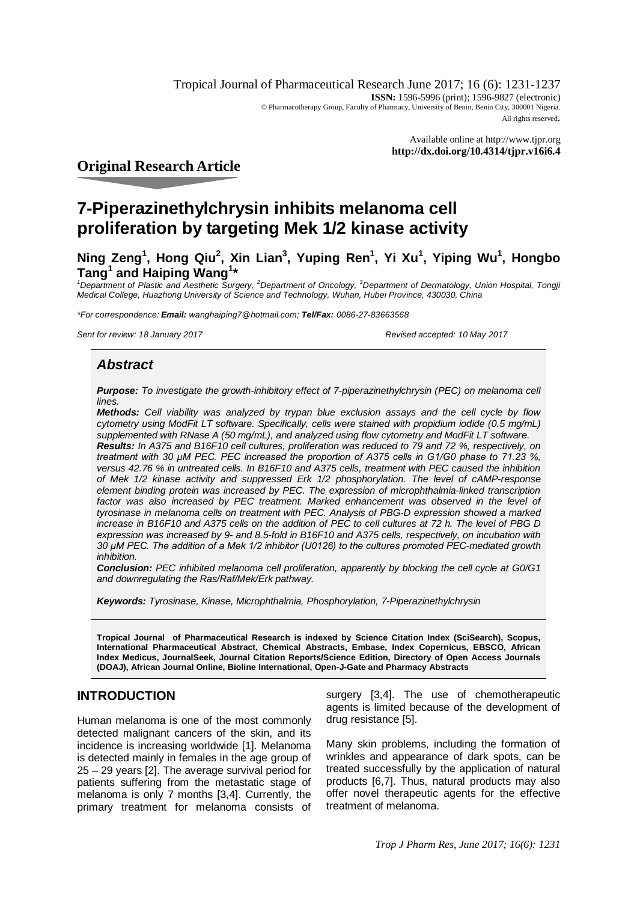Tropical Journal of Pharmaceutical Research June 2017; 16 (6): 1231-1237
**ISSN:** 1596-5996 (print); 1596-9827 (electronic)
© Pharmacotherapy Group, Faculty of Pharmacy, University of Benin, Benin City, 300001 Nigeria.
All rights reserved.

Available online at http://www.tjpr.org
**http://dx.doi.org/10.4314/tjpr.v16i6.4**

## Original Research Article

# 7-Piperazinethylchrysin inhibits melanoma cell proliferation by targeting Mek 1/2 kinase activity

**Ning Zeng[1], Hong Qiu[2], Xin Lian[3], Yuping Ren[1], Yi Xu[1], Yiping Wu[1], Hongbo Tang[1] and Haiping Wang[1]\***

*[1]Department of Plastic and Aesthetic Surgery, [2]Department of Oncology, [3]Department of Dermatology, Union Hospital, Tongji Medical College, Huazhong University of Science and Technology, Wuhan, Hubei Province, 430030, China*

*\*For correspondence: **Email:** wanghaiping7@hotmail.com; **Tel/Fax:** 0086-27-83663568*

*Sent for review: 18 January 2017* *Revised accepted: 10 May 2017*

## Abstract

***Purpose:*** *To investigate the growth-inhibitory effect of 7-piperazinethylchrysin (PEC) on melanoma cell lines.*

***Methods:*** *Cell viability was analyzed by trypan blue exclusion assays and the cell cycle by flow cytometry using ModFit LT software. Specifically, cells were stained with propidium iodide (0.5 mg/mL) supplemented with RNase A (50 mg/mL), and analyzed using flow cytometry and ModFit LT software.*

***Results:*** *In A375 and B16F10 cell cultures, proliferation was reduced to 79 and 72 %, respectively, on treatment with 30 μM PEC. PEC increased the proportion of A375 cells in G1/G0 phase to 71.23 %, versus 42.76 % in untreated cells. In B16F10 and A375 cells, treatment with PEC caused the inhibition of Mek 1/2 kinase activity and suppressed Erk 1/2 phosphorylation. The level of cAMP-response element binding protein was increased by PEC. The expression of microphthalmia-linked transcription factor was also increased by PEC treatment. Marked enhancement was observed in the level of tyrosinase in melanoma cells on treatment with PEC. Analysis of PBG-D expression showed a marked increase in B16F10 and A375 cells on the addition of PEC to cell cultures at 72 h. The level of PBG D expression was increased by 9- and 8.5-fold in B16F10 and A375 cells, respectively, on incubation with 30 μM PEC. The addition of a Mek 1/2 inhibitor (U0126) to the cultures promoted PEC-mediated growth inhibition.*

***Conclusion:*** *PEC inhibited melanoma cell proliferation, apparently by blocking the cell cycle at G0/G1 and downregulating the Ras/Raf/Mek/Erk pathway.*

***Keywords:*** *Tyrosinase, Kinase, Microphthalmia, Phosphorylation, 7-Piperazinethylchrysin*

**Tropical Journal of Pharmaceutical Research is indexed by Science Citation Index (SciSearch), Scopus, International Pharmaceutical Abstract, Chemical Abstracts, Embase, Index Copernicus, EBSCO, African Index Medicus, JournalSeek, Journal Citation Reports/Science Edition, Directory of Open Access Journals (DOAJ), African Journal Online, Bioline International, Open-J-Gate and Pharmacy Abstracts**

## INTRODUCTION

Human melanoma is one of the most commonly detected malignant cancers of the skin, and its incidence is increasing worldwide [1]. Melanoma is detected mainly in females in the age group of 25 – 29 years [2]. The average survival period for patients suffering from the metastatic stage of melanoma is only 7 months [3,4]. Currently, the primary treatment for melanoma consists of surgery [3,4]. The use of chemotherapeutic agents is limited because of the development of drug resistance [5].

Many skin problems, including the formation of wrinkles and appearance of dark spots, can be treated successfully by the application of natural products [6,7]. Thus, natural products may also offer novel therapeutic agents for the effective treatment of melanoma.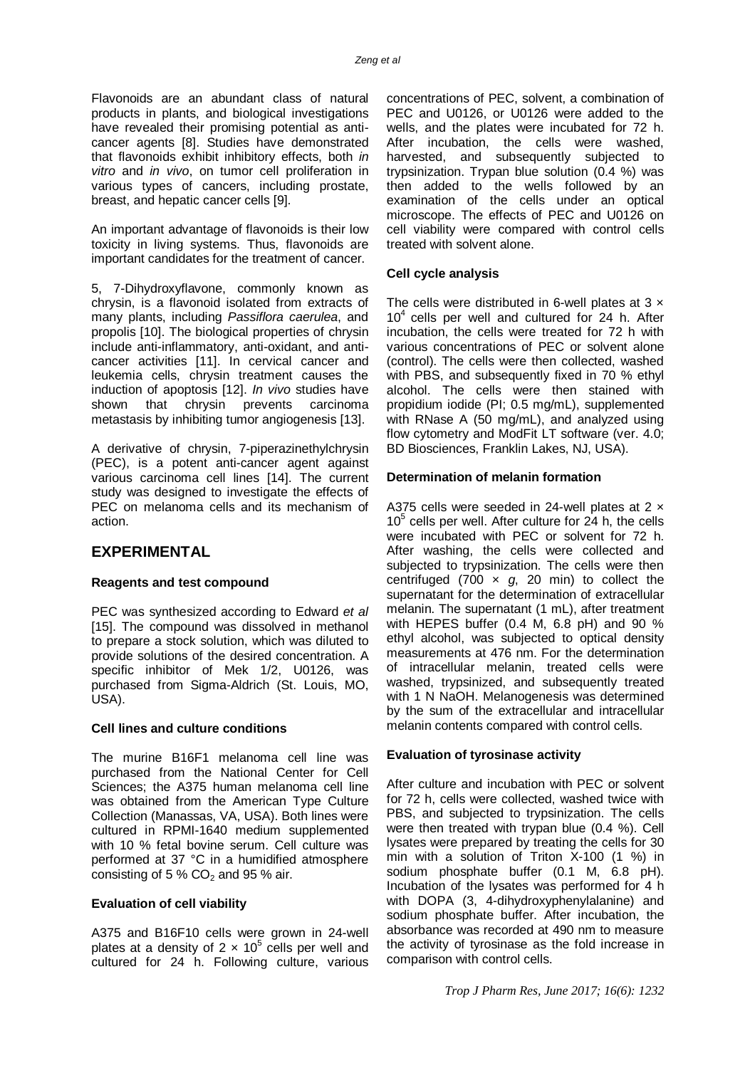Flavonoids are an abundant class of natural products in plants, and biological investigations have revealed their promising potential as anti-cancer agents [8]. Studies have demonstrated that flavonoids exhibit inhibitory effects, both *in vitro* and *in vivo*, on tumor cell proliferation in various types of cancers, including prostate, breast, and hepatic cancer cells [9].

An important advantage of flavonoids is their low toxicity in living systems. Thus, flavonoids are important candidates for the treatment of cancer.

5, 7-Dihydroxyflavone, commonly known as chrysin, is a flavonoid isolated from extracts of many plants, including *Passiflora caerulea*, and propolis [10]. The biological properties of chrysin include anti-inflammatory, anti-oxidant, and anti-cancer activities [11]. In cervical cancer and leukemia cells, chrysin treatment causes the induction of apoptosis [12]. *In vivo* studies have shown that chrysin prevents carcinoma metastasis by inhibiting tumor angiogenesis [13].

A derivative of chrysin, 7-piperazinethylchrysin (PEC), is a potent anti-cancer agent against various carcinoma cell lines [14]. The current study was designed to investigate the effects of PEC on melanoma cells and its mechanism of action.

## EXPERIMENTAL

### Reagents and test compound

PEC was synthesized according to Edward *et al* [15]. The compound was dissolved in methanol to prepare a stock solution, which was diluted to provide solutions of the desired concentration. A specific inhibitor of Mek 1/2, U0126, was purchased from Sigma-Aldrich (St. Louis, MO, USA).

### Cell lines and culture conditions

The murine B16F1 melanoma cell line was purchased from the National Center for Cell Sciences; the A375 human melanoma cell line was obtained from the American Type Culture Collection (Manassas, VA, USA). Both lines were cultured in RPMI-1640 medium supplemented with 10 % fetal bovine serum. Cell culture was performed at 37 °C in a humidified atmosphere consisting of 5 % $CO_2$ and 95 % air.

### Evaluation of cell viability

A375 and B16F10 cells were grown in 24-well plates at a density of $2 \times 10^5$ cells per well and cultured for 24 h. Following culture, various concentrations of PEC, solvent, a combination of PEC and U0126, or U0126 were added to the wells, and the plates were incubated for 72 h. After incubation, the cells were washed, harvested, and subsequently subjected to trypsinization. Trypan blue solution (0.4 %) was then added to the wells followed by an examination of the cells under an optical microscope. The effects of PEC and U0126 on cell viability were compared with control cells treated with solvent alone.

### Cell cycle analysis

The cells were distributed in 6-well plates at $3 \times 10^4$ cells per well and cultured for 24 h. After incubation, the cells were treated for 72 h with various concentrations of PEC or solvent alone (control). The cells were then collected, washed with PBS, and subsequently fixed in 70 % ethyl alcohol. The cells were then stained with propidium iodide (PI; 0.5 mg/mL), supplemented with RNase A (50 mg/mL), and analyzed using flow cytometry and ModFit LT software (ver. 4.0; BD Biosciences, Franklin Lakes, NJ, USA).

### Determination of melanin formation

A375 cells were seeded in 24-well plates at $2 \times 10^5$ cells per well. After culture for 24 h, the cells were incubated with PEC or solvent for 72 h. After washing, the cells were collected and subjected to trypsinization. The cells were then centrifuged (700 × *g*, 20 min) to collect the supernatant for the determination of extracellular melanin. The supernatant (1 mL), after treatment with HEPES buffer (0.4 M, 6.8 pH) and 90 % ethyl alcohol, was subjected to optical density measurements at 476 nm. For the determination of intracellular melanin, treated cells were washed, trypsinized, and subsequently treated with 1 N NaOH. Melanogenesis was determined by the sum of the extracellular and intracellular melanin contents compared with control cells.

### Evaluation of tyrosinase activity

After culture and incubation with PEC or solvent for 72 h, cells were collected, washed twice with PBS, and subjected to trypsinization. The cells were then treated with trypan blue (0.4 %). Cell lysates were prepared by treating the cells for 30 min with a solution of Triton X-100 (1 %) in sodium phosphate buffer (0.1 M, 6.8 pH). Incubation of the lysates was performed for 4 h with DOPA (3, 4-dihydroxyphenylalanine) and sodium phosphate buffer. After incubation, the absorbance was recorded at 490 nm to measure the activity of tyrosinase as the fold increase in comparison with control cells.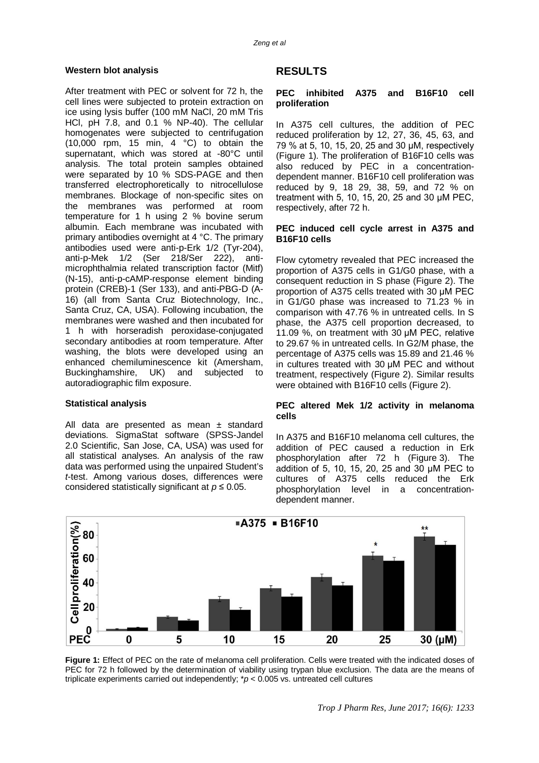### Western blot analysis

After treatment with PEC or solvent for 72 h, the cell lines were subjected to protein extraction on ice using lysis buffer (100 mM NaCl, 20 mM Tris HCl, pH 7.8, and 0.1 % NP-40). The cellular homogenates were subjected to centrifugation (10,000 rpm, 15 min, 4 °C) to obtain the supernatant, which was stored at -80°C until analysis. The total protein samples obtained were separated by 10 % SDS-PAGE and then transferred electrophoretically to nitrocellulose membranes. Blockage of non-specific sites on the membranes was performed at room temperature for 1 h using 2 % bovine serum albumin. Each membrane was incubated with primary antibodies overnight at 4 °C. The primary antibodies used were anti-p-Erk 1/2 (Tyr-204), anti-p-Mek 1/2 (Ser 218/Ser 222), anti-microphthalmia related transcription factor (Mitf) (N-15), anti-p-cAMP-response element binding protein (CREB)-1 (Ser 133), and anti-PBG-D (A-16) (all from Santa Cruz Biotechnology, Inc., Santa Cruz, CA, USA). Following incubation, the membranes were washed and then incubated for 1 h with horseradish peroxidase-conjugated secondary antibodies at room temperature. After washing, the blots were developed using an enhanced chemiluminescence kit (Amersham, Buckinghamshire, UK) and subjected to autoradiographic film exposure.

### Statistical analysis

All data are presented as mean ± standard deviations. SigmaStat software (SPSS-Jandel 2.0 Scientific, San Jose, CA, USA) was used for all statistical analyses. An analysis of the raw data was performed using the unpaired Student's *t*-test. Among various doses, differences were considered statistically significant at $p \leq 0.05$.

## RESULTS

### PEC inhibited A375 and B16F10 cell proliferation

In A375 cell cultures, the addition of PEC reduced proliferation by 12, 27, 36, 45, 63, and 79 % at 5, 10, 15, 20, 25 and 30 μM, respectively (Figure 1). The proliferation of B16F10 cells was also reduced by PEC in a concentration-dependent manner. B16F10 cell proliferation was reduced by 9, 18 29, 38, 59, and 72 % on treatment with 5, 10, 15, 20, 25 and 30 μM PEC, respectively, after 72 h.

### PEC induced cell cycle arrest in A375 and B16F10 cells

Flow cytometry revealed that PEC increased the proportion of A375 cells in G1/G0 phase, with a consequent reduction in S phase (Figure 2). The proportion of A375 cells treated with 30 μM PEC in G1/G0 phase was increased to 71.23 % in comparison with 47.76 % in untreated cells. In S phase, the A375 cell proportion decreased, to 11.09 %, on treatment with 30 μM PEC, relative to 29.67 % in untreated cells. In G2/M phase, the percentage of A375 cells was 15.89 and 21.46 % in cultures treated with 30 μM PEC and without treatment, respectively (Figure 2). Similar results were obtained with B16F10 cells (Figure 2).

### PEC altered Mek 1/2 activity in melanoma cells

In A375 and B16F10 melanoma cell cultures, the addition of PEC caused a reduction in Erk phosphorylation after 72 h (Figure 3). The addition of 5, 10, 15, 20, 25 and 30 μM PEC to cultures of A375 cells reduced the Erk phosphorylation level in a concentration-dependent manner.

**Figure 1:** Effect of PEC on the rate of melanoma cell proliferation. Cells were treated with the indicated doses of PEC for 72 h followed by the determination of viability using trypan blue exclusion. The data are the means of triplicate experiments carried out independently; \*$p < 0.005$ vs. untreated cell cultures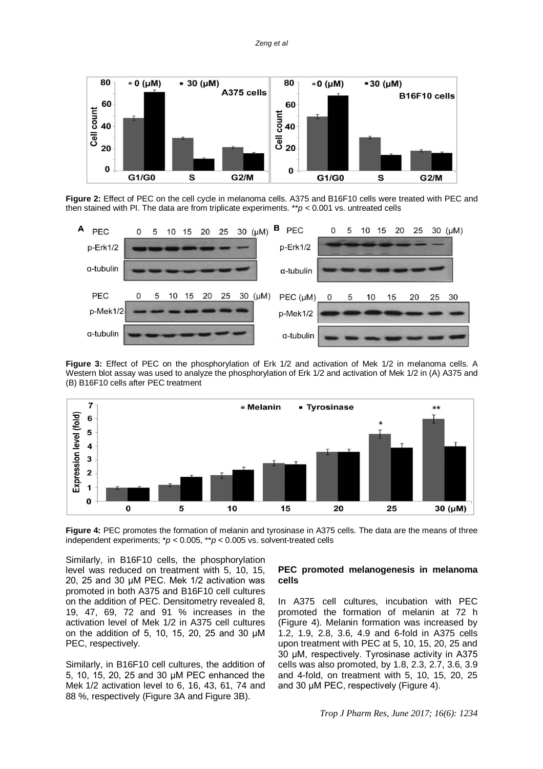**Figure 2:** Effect of PEC on the cell cycle in melanoma cells. A375 and B16F10 cells were treated with PEC and then stained with PI. The data are from triplicate experiments. ***p* < 0.001 vs. untreated cells

**Figure 3:** Effect of PEC on the phosphorylation of Erk 1/2 and activation of Mek 1/2 in melanoma cells. A Western blot assay was used to analyze the phosphorylation of Erk 1/2 and activation of Mek 1/2 in (A) A375 and (B) B16F10 cells after PEC treatment

**Figure 4:** PEC promotes the formation of melanin and tyrosinase in A375 cells. The data are the means of three independent experiments; **p* < 0.005, ***p* < 0.005 vs. solvent-treated cells

Similarly, in B16F10 cells, the phosphorylation level was reduced on treatment with 5, 10, 15, 20, 25 and 30 μM PEC. Mek 1/2 activation was promoted in both A375 and B16F10 cell cultures on the addition of PEC. Densitometry revealed 8, 19, 47, 69, 72 and 91 % increases in the activation level of Mek 1/2 in A375 cell cultures on the addition of 5, 10, 15, 20, 25 and 30 μM PEC, respectively.

Similarly, in B16F10 cell cultures, the addition of 5, 10, 15, 20, 25 and 30 μM PEC enhanced the Mek 1/2 activation level to 6, 16, 43, 61, 74 and 88 %, respectively (Figure 3A and Figure 3B).

**PEC promoted melanogenesis in melanoma cells**

In A375 cell cultures, incubation with PEC promoted the formation of melanin at 72 h (Figure 4). Melanin formation was increased by 1.2, 1.9, 2.8, 3.6, 4.9 and 6-fold in A375 cells upon treatment with PEC at 5, 10, 15, 20, 25 and 30 μM, respectively. Tyrosinase activity in A375 cells was also promoted, by 1.8, 2.3, 2.7, 3.6, 3.9 and 4-fold, on treatment with 5, 10, 15, 20, 25 and 30 μM PEC, respectively (Figure 4).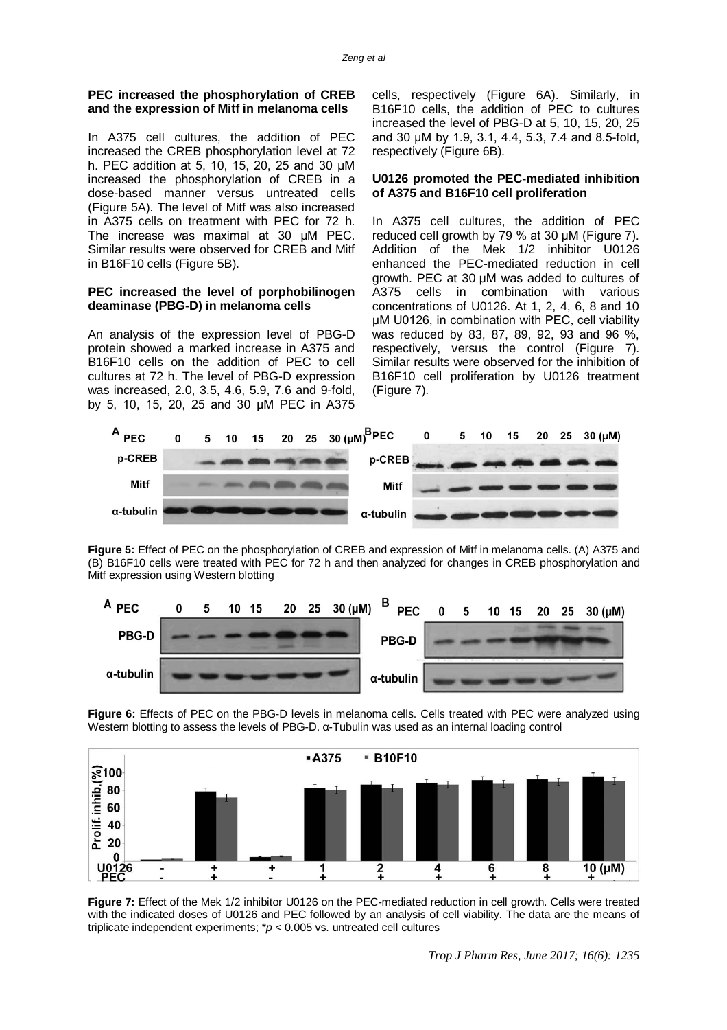### PEC increased the phosphorylation of CREB and the expression of Mitf in melanoma cells

In A375 cell cultures, the addition of PEC increased the CREB phosphorylation level at 72 h. PEC addition at 5, 10, 15, 20, 25 and 30 μM increased the phosphorylation of CREB in a dose-based manner versus untreated cells (Figure 5A). The level of Mitf was also increased in A375 cells on treatment with PEC for 72 h. The increase was maximal at 30 μM PEC. Similar results were observed for CREB and Mitf in B16F10 cells (Figure 5B).

### PEC increased the level of porphobilinogen deaminase (PBG-D) in melanoma cells

An analysis of the expression level of PBG-D protein showed a marked increase in A375 and B16F10 cells on the addition of PEC to cell cultures at 72 h. The level of PBG-D expression was increased, 2.0, 3.5, 4.6, 5.9, 7.6 and 9-fold, by 5, 10, 15, 20, 25 and 30 μM PEC in A375 cells, respectively (Figure 6A). Similarly, in B16F10 cells, the addition of PEC to cultures increased the level of PBG-D at 5, 10, 15, 20, 25 and 30 μM by 1.9, 3.1, 4.4, 5.3, 7.4 and 8.5-fold, respectively (Figure 6B).

### U0126 promoted the PEC-mediated inhibition of A375 and B16F10 cell proliferation

In A375 cell cultures, the addition of PEC reduced cell growth by 79 % at 30 μM (Figure 7). Addition of the Mek 1/2 inhibitor U0126 enhanced the PEC-mediated reduction in cell growth. PEC at 30 μM was added to cultures of A375 cells in combination with various concentrations of U0126. At 1, 2, 4, 6, 8 and 10 μM U0126, in combination with PEC, cell viability was reduced by 83, 87, 89, 92, 93 and 96 %, respectively, versus the control (Figure 7). Similar results were observed for the inhibition of B16F10 cell proliferation by U0126 treatment (Figure 7).

**Figure 5:** Effect of PEC on the phosphorylation of CREB and expression of Mitf in melanoma cells. (A) A375 and (B) B16F10 cells were treated with PEC for 72 h and then analyzed for changes in CREB phosphorylation and Mitf expression using Western blotting

**Figure 6:** Effects of PEC on the PBG-D levels in melanoma cells. Cells treated with PEC were analyzed using Western blotting to assess the levels of PBG-D. α-Tubulin was used as an internal loading control

**Figure 7:** Effect of the Mek 1/2 inhibitor U0126 on the PEC-mediated reduction in cell growth. Cells were treated with the indicated doses of U0126 and PEC followed by an analysis of cell viability. The data are the means of triplicate independent experiments; *$p < 0.005$ vs. untreated cell cultures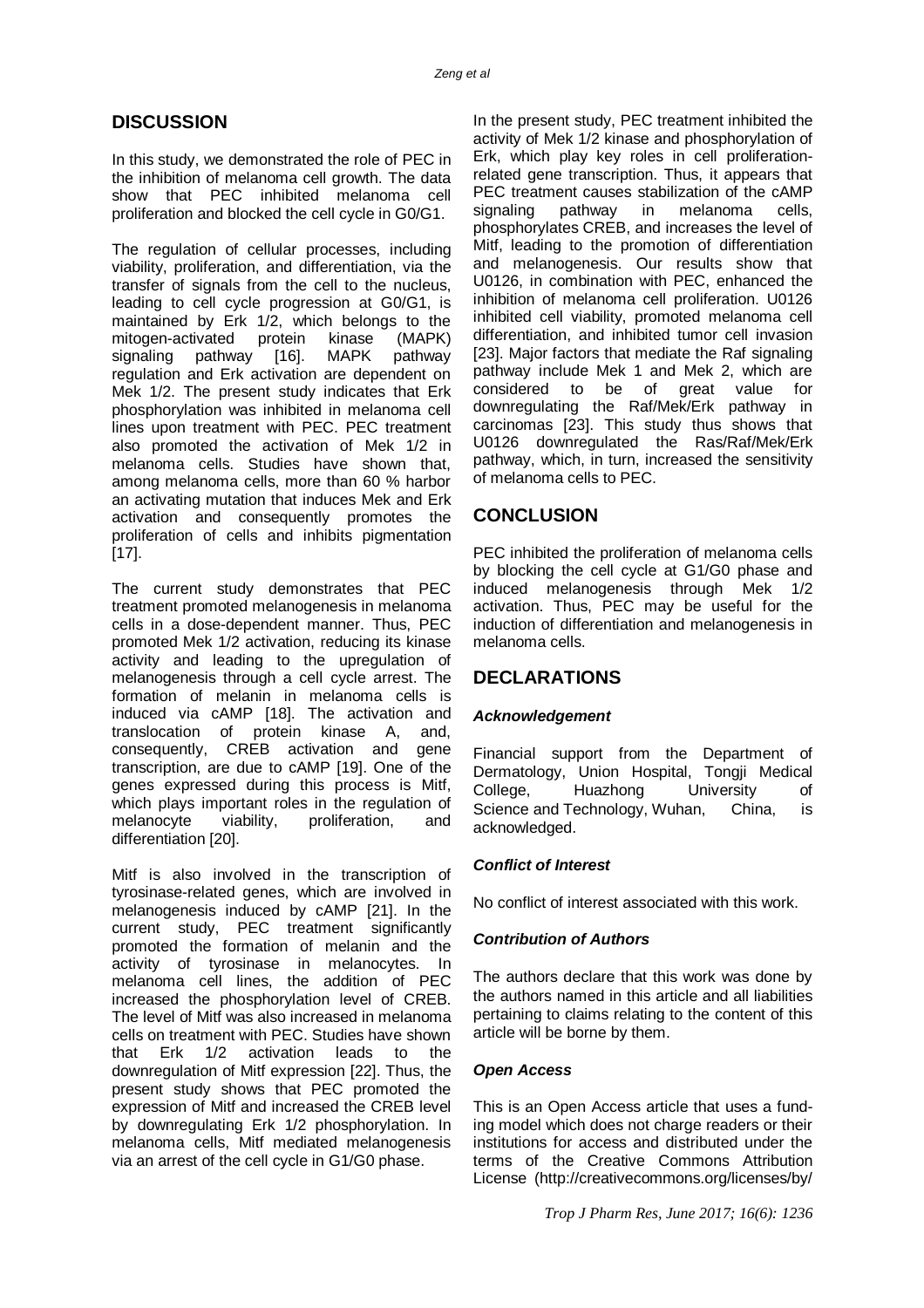## DISCUSSION

In this study, we demonstrated the role of PEC in the inhibition of melanoma cell growth. The data show that PEC inhibited melanoma cell proliferation and blocked the cell cycle in G0/G1.

The regulation of cellular processes, including viability, proliferation, and differentiation, via the transfer of signals from the cell to the nucleus, leading to cell cycle progression at G0/G1, is maintained by Erk 1/2, which belongs to the mitogen-activated protein kinase (MAPK) signaling pathway [16]. MAPK pathway regulation and Erk activation are dependent on Mek 1/2. The present study indicates that Erk phosphorylation was inhibited in melanoma cell lines upon treatment with PEC. PEC treatment also promoted the activation of Mek 1/2 in melanoma cells. Studies have shown that, among melanoma cells, more than 60 % harbor an activating mutation that induces Mek and Erk activation and consequently promotes the proliferation of cells and inhibits pigmentation [17].

The current study demonstrates that PEC treatment promoted melanogenesis in melanoma cells in a dose-dependent manner. Thus, PEC promoted Mek 1/2 activation, reducing its kinase activity and leading to the upregulation of melanogenesis through a cell cycle arrest. The formation of melanin in melanoma cells is induced via cAMP [18]. The activation and translocation of protein kinase A, and, consequently, CREB activation and gene transcription, are due to cAMP [19]. One of the genes expressed during this process is Mitf, which plays important roles in the regulation of melanocyte viability, proliferation, and differentiation [20].

Mitf is also involved in the transcription of tyrosinase-related genes, which are involved in melanogenesis induced by cAMP [21]. In the current study, PEC treatment significantly promoted the formation of melanin and the activity of tyrosinase in melanocytes. In melanoma cell lines, the addition of PEC increased the phosphorylation level of CREB. The level of Mitf was also increased in melanoma cells on treatment with PEC. Studies have shown that Erk 1/2 activation leads to the downregulation of Mitf expression [22]. Thus, the present study shows that PEC promoted the expression of Mitf and increased the CREB level by downregulating Erk 1/2 phosphorylation. In melanoma cells, Mitf mediated melanogenesis via an arrest of the cell cycle in G1/G0 phase.

In the present study, PEC treatment inhibited the activity of Mek 1/2 kinase and phosphorylation of Erk, which play key roles in cell proliferation-related gene transcription. Thus, it appears that PEC treatment causes stabilization of the cAMP signaling pathway in melanoma cells, phosphorylates CREB, and increases the level of Mitf, leading to the promotion of differentiation and melanogenesis. Our results show that U0126, in combination with PEC, enhanced the inhibition of melanoma cell proliferation. U0126 inhibited cell viability, promoted melanoma cell differentiation, and inhibited tumor cell invasion [23]. Major factors that mediate the Raf signaling pathway include Mek 1 and Mek 2, which are considered to be of great value for downregulating the Raf/Mek/Erk pathway in carcinomas [23]. This study thus shows that U0126 downregulated the Ras/Raf/Mek/Erk pathway, which, in turn, increased the sensitivity of melanoma cells to PEC.

## CONCLUSION

PEC inhibited the proliferation of melanoma cells by blocking the cell cycle at G1/G0 phase and induced melanogenesis through Mek 1/2 activation. Thus, PEC may be useful for the induction of differentiation and melanogenesis in melanoma cells.

## DECLARATIONS

### *Acknowledgement*

Financial support from the Department of Dermatology, Union Hospital, Tongji Medical College, Huazhong University of Science and Technology, Wuhan, China, is acknowledged.

### *Conflict of Interest*

No conflict of interest associated with this work.

### *Contribution of Authors*

The authors declare that this work was done by the authors named in this article and all liabilities pertaining to claims relating to the content of this article will be borne by them.

### *Open Access*

This is an Open Access article that uses a funding model which does not charge readers or their institutions for access and distributed under the terms of the Creative Commons Attribution License (http://creativecommons.org/licenses/by/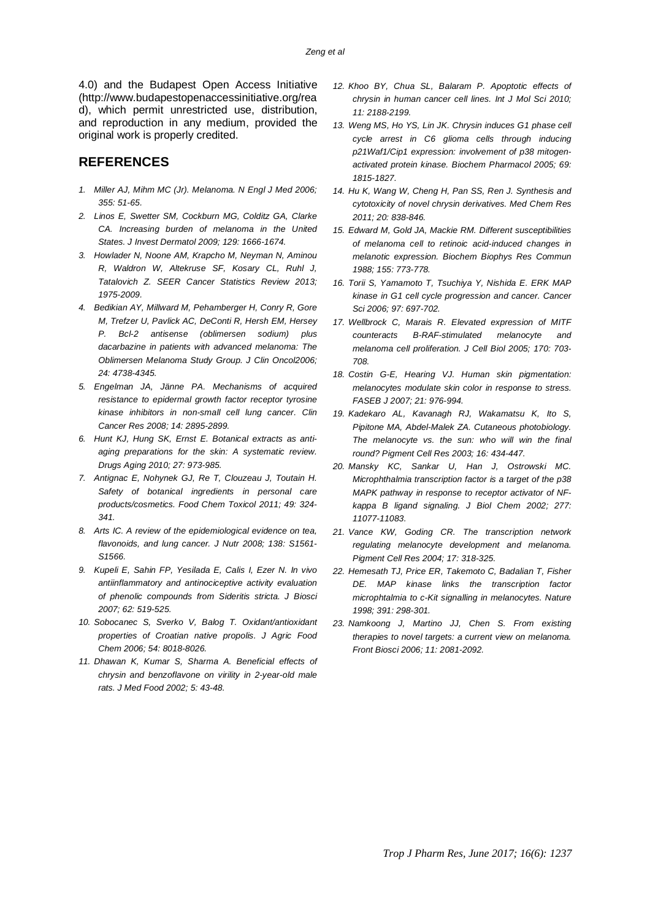4.0) and the Budapest Open Access Initiative (http://www.budapestopenaccessinitiative.org/read), which permit unrestricted use, distribution, and reproduction in any medium, provided the original work is properly credited.

## REFERENCES

1. *Miller AJ, Mihm MC (Jr). Melanoma. N Engl J Med 2006; 355: 51-65.*
2. *Linos E, Swetter SM, Cockburn MG, Colditz GA, Clarke CA. Increasing burden of melanoma in the United States. J Invest Dermatol 2009; 129: 1666-1674.*
3. *Howlader N, Noone AM, Krapcho M, Neyman N, Aminou R, Waldron W, Altekruse SF, Kosary CL, Ruhl J, Tatalovich Z. SEER Cancer Statistics Review 2013; 1975-2009.*
4. *Bedikian AY, Millward M, Pehamberger H, Conry R, Gore M, Trefzer U, Pavlick AC, DeConti R, Hersh EM, Hersey P. Bcl-2 antisense (oblimersen sodium) plus dacarbazine in patients with advanced melanoma: The Oblimersen Melanoma Study Group. J Clin Oncol2006; 24: 4738-4345.*
5. *Engelman JA, Jänne PA. Mechanisms of acquired resistance to epidermal growth factor receptor tyrosine kinase inhibitors in non-small cell lung cancer. Clin Cancer Res 2008; 14: 2895-2899.*
6. *Hunt KJ, Hung SK, Ernst E. Botanical extracts as anti-aging preparations for the skin: A systematic review. Drugs Aging 2010; 27: 973-985.*
7. *Antignac E, Nohynek GJ, Re T, Clouzeau J, Toutain H. Safety of botanical ingredients in personal care products/cosmetics. Food Chem Toxicol 2011; 49: 324-341.*
8. *Arts IC. A review of the epidemiological evidence on tea, flavonoids, and lung cancer. J Nutr 2008; 138: S1561-S1566.*
9. *Kupeli E, Sahin FP, Yesilada E, Calis I, Ezer N. In vivo antiinflammatory and antinociceptive activity evaluation of phenolic compounds from Sideritis stricta. J Biosci 2007; 62: 519-525.*
10. *Sobocanec S, Sverko V, Balog T. Oxidant/antioxidant properties of Croatian native propolis. J Agric Food Chem 2006; 54: 8018-8026.*
11. *Dhawan K, Kumar S, Sharma A. Beneficial effects of chrysin and benzoflavone on virility in 2-year-old male rats. J Med Food 2002; 5: 43-48.*
12. *Khoo BY, Chua SL, Balaram P. Apoptotic effects of chrysin in human cancer cell lines. Int J Mol Sci 2010; 11: 2188-2199.*
13. *Weng MS, Ho YS, Lin JK. Chrysin induces G1 phase cell cycle arrest in C6 glioma cells through inducing p21Waf1/Cip1 expression: involvement of p38 mitogen-activated protein kinase. Biochem Pharmacol 2005; 69: 1815-1827.*
14. *Hu K, Wang W, Cheng H, Pan SS, Ren J. Synthesis and cytotoxicity of novel chrysin derivatives. Med Chem Res 2011; 20: 838-846.*
15. *Edward M, Gold JA, Mackie RM. Different susceptibilities of melanoma cell to retinoic acid-induced changes in melanotic expression. Biochem Biophys Res Commun 1988; 155: 773-778.*
16. *Torii S, Yamamoto T, Tsuchiya Y, Nishida E. ERK MAP kinase in G1 cell cycle progression and cancer. Cancer Sci 2006; 97: 697-702.*
17. *Wellbrock C, Marais R. Elevated expression of MITF counteracts B-RAF-stimulated melanocyte and melanoma cell proliferation. J Cell Biol 2005; 170: 703-708.*
18. *Costin G-E, Hearing VJ. Human skin pigmentation: melanocytes modulate skin color in response to stress. FASEB J 2007; 21: 976-994.*
19. *Kadekaro AL, Kavanagh RJ, Wakamatsu K, Ito S, Pipitone MA, Abdel-Malek ZA. Cutaneous photobiology. The melanocyte vs. the sun: who will win the final round? Pigment Cell Res 2003; 16: 434-447.*
20. *Mansky KC, Sankar U, Han J, Ostrowski MC. Microphthalmia transcription factor is a target of the p38 MAPK pathway in response to receptor activator of NF-kappa B ligand signaling. J Biol Chem 2002; 277: 11077-11083.*
21. *Vance KW, Goding CR. The transcription network regulating melanocyte development and melanoma. Pigment Cell Res 2004; 17: 318-325.*
22. *Hemesath TJ, Price ER, Takemoto C, Badalian T, Fisher DE. MAP kinase links the transcription factor microphtalmia to c-Kit signalling in melanocytes. Nature 1998; 391: 298-301.*
23. *Namkoong J, Martino JJ, Chen S. From existing therapies to novel targets: a current view on melanoma. Front Biosci 2006; 11: 2081-2092.*